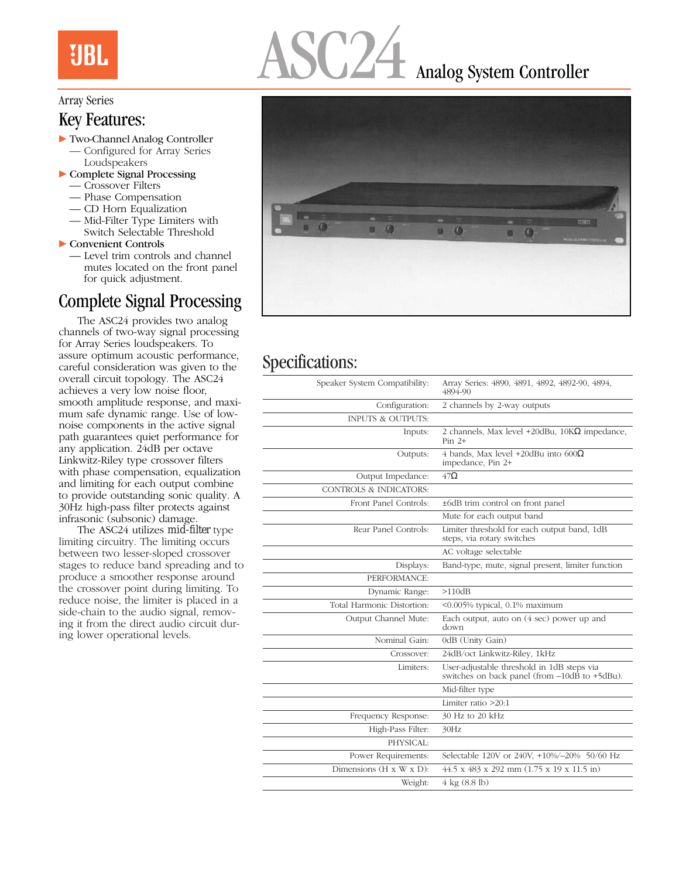# ASC24 Analog System Controller

Array Series

## Key Features:

- Two-Channel Analog Controller
  - — Configured for Array Series Loudspeakers
- Complete Signal Processing
  - — Crossover Filters
  - — Phase Compensation
  - — CD Horn Equalization
  - — Mid-Filter Type Limiters with Switch Selectable Threshold
- Convenient Controls
  - — Level trim controls and channel mutes located on the front panel for quick adjustment.

## Complete Signal Processing

The ASC24 provides two analog channels of two-way signal processing for Array Series loudspeakers. To assure optimum acoustic performance, careful consideration was given to the overall circuit topology. The ASC24 achieves a very low noise floor, smooth amplitude response, and maximum safe dynamic range. Use of low-noise components in the active signal path guarantees quiet performance for any application. 24dB per octave Linkwitz-Riley type crossover filters with phase compensation, equalization and limiting for each output combine to provide outstanding sonic quality. A 30Hz high-pass filter protects against infrasonic (subsonic) damage.

The ASC24 utilizes mid-filter type limiting circuitry. The limiting occurs between two lesser-sloped crossover stages to reduce band spreading and to produce a smoother response around the crossover point during limiting. To reduce noise, the limiter is placed in a side-chain to the audio signal, removing it from the direct audio circuit during lower operational levels.

## Specifications:

| | |
|---|---|
| Speaker System Compatibility: | Array Series: 4890, 4891, 4892, 4892-90, 4894, 4894-90 |
| Configuration: | 2 channels by 2-way outputs |
| INPUTS & OUTPUTS: | |
| Inputs: | 2 channels, Max level +20dBu, 10KΩ impedance, Pin 2+ |
| Outputs: | 4 bands, Max level +20dBu into 600Ω impedance, Pin 2+ |
| Output Impedance: | 47Ω |
| CONTROLS & INDICATORS: | |
| Front Panel Controls: | ±6dB trim control on front panel |
| | Mute for each output band |
| Rear Panel Controls: | Limiter threshold for each output band, 1dB steps, via rotary switches |
| | AC voltage selectable |
| Displays: | Band-type, mute, signal present, limiter function |
| PERFORMANCE: | |
| Dynamic Range: | >110dB |
| Total Harmonic Distortion: | <0.005% typical, 0.1% maximum |
| Output Channel Mute: | Each output, auto on (4 sec) power up and down |
| Nominal Gain: | 0dB (Unity Gain) |
| Crossover: | 24dB/oct Linkwitz-Riley, 1kHz |
| Limiters: | User-adjustable threshold in 1dB steps via switches on back panel (from –10dB to +5dBu). |
| | Mid-filter type |
| | Limiter ratio >20:1 |
| Frequency Response: | 30 Hz to 20 kHz |
| High-Pass Filter: | 30Hz |
| PHYSICAL: | |
| Power Requirements: | Selectable 120V or 240V, +10%/–20% 50/60 Hz |
| Dimensions (H x W x D): | 44.5 x 483 x 292 mm (1.75 x 19 x 11.5 in) |
| Weight: | 4 kg (8.8 lb) |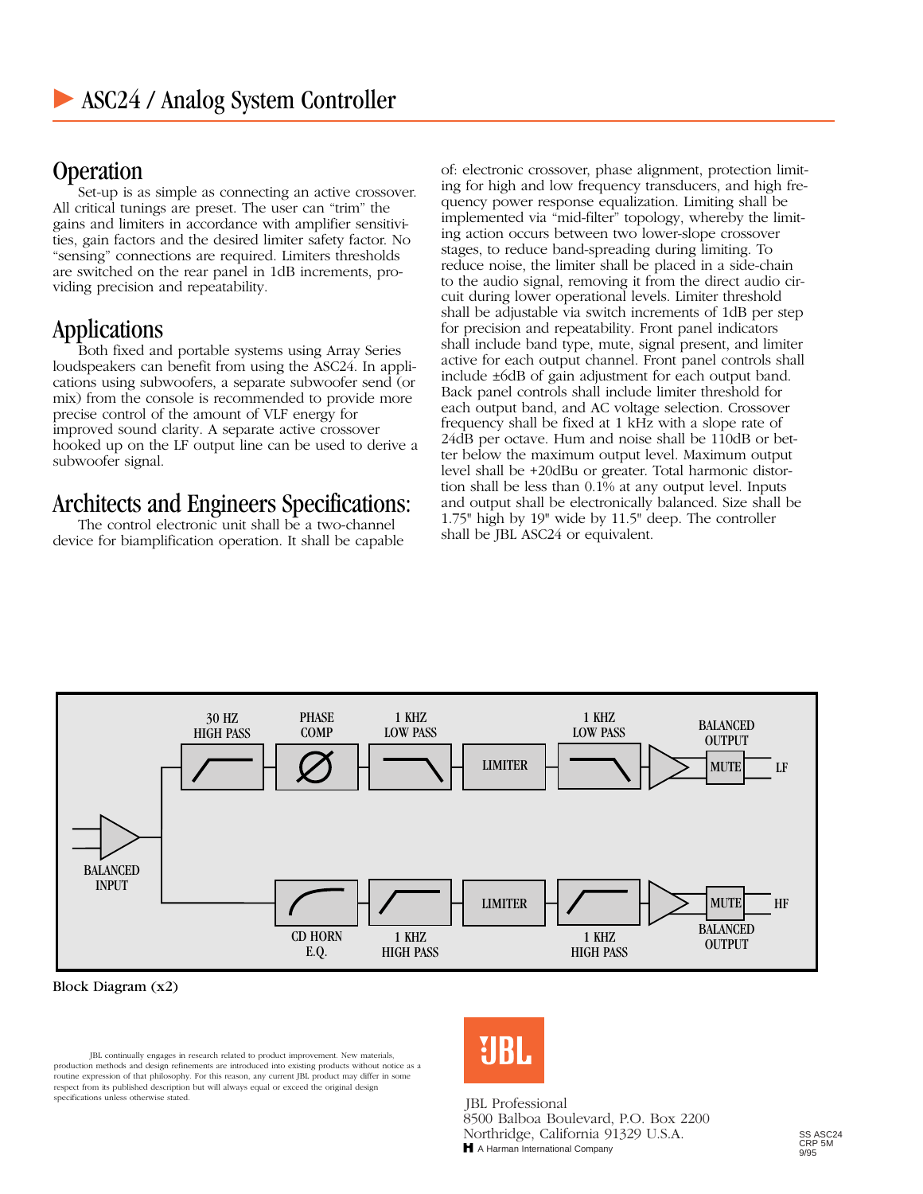# ASC24 / Analog System Controller

## Operation

Set-up is as simple as connecting an active crossover. All critical tunings are preset. The user can "trim" the gains and limiters in accordance with amplifier sensitivities, gain factors and the desired limiter safety factor. No "sensing" connections are required. Limiters thresholds are switched on the rear panel in 1dB increments, providing precision and repeatability.

## Applications

Both fixed and portable systems using Array Series loudspeakers can benefit from using the ASC24. In applications using subwoofers, a separate subwoofer send (or mix) from the console is recommended to provide more precise control of the amount of VLF energy for improved sound clarity. A separate active crossover hooked up on the LF output line can be used to derive a subwoofer signal.

## Architects and Engineers Specifications:

The control electronic unit shall be a two-channel device for biamplification operation. It shall be capable of: electronic crossover, phase alignment, protection limiting for high and low frequency transducers, and high frequency power response equalization. Limiting shall be implemented via "mid-filter" topology, whereby the limiting action occurs between two lower-slope crossover stages, to reduce band-spreading during limiting. To reduce noise, the limiter shall be placed in a side-chain to the audio signal, removing it from the direct audio circuit during lower operational levels. Limiter threshold shall be adjustable via switch increments of 1dB per step for precision and repeatability. Front panel indicators shall include band type, mute, signal present, and limiter active for each output channel. Front panel controls shall include ±6dB of gain adjustment for each output band. Back panel controls shall include limiter threshold for each output band, and AC voltage selection. Crossover frequency shall be fixed at 1 kHz with a slope rate of 24dB per octave. Hum and noise shall be 110dB or better below the maximum output level. Maximum output level shall be +20dBu or greater. Total harmonic distortion shall be less than 0.1% at any output level. Inputs and output shall be electronically balanced. Size shall be 1.75" high by 19" wide by 11.5" deep. The controller shall be JBL ASC24 or equivalent.

BALANCED INPUT

30 HZ HIGH PASS

PHASE COMP

1 KHZ LOW PASS

LIMITER

1 KHZ LOW PASS

BALANCED OUTPUT

MUTE

LF

CD HORN E.Q.

1 KHZ HIGH PASS

LIMITER

1 KHZ HIGH PASS

MUTE

HF

BALANCED OUTPUT

Block Diagram (x2)

JBL continually engages in research related to product improvement. New materials, production methods and design refinements are introduced into existing products without notice as a routine expression of that philosophy. For this reason, any current JBL product may differ in some respect from its published description but will always equal or exceed the original design specifications unless otherwise stated.

JBL

JBL Professional
8500 Balboa Boulevard, P.O. Box 2200
Northridge, California 91329 U.S.A.
A Harman International Company

SS ASC24
CRP 5M
9/95